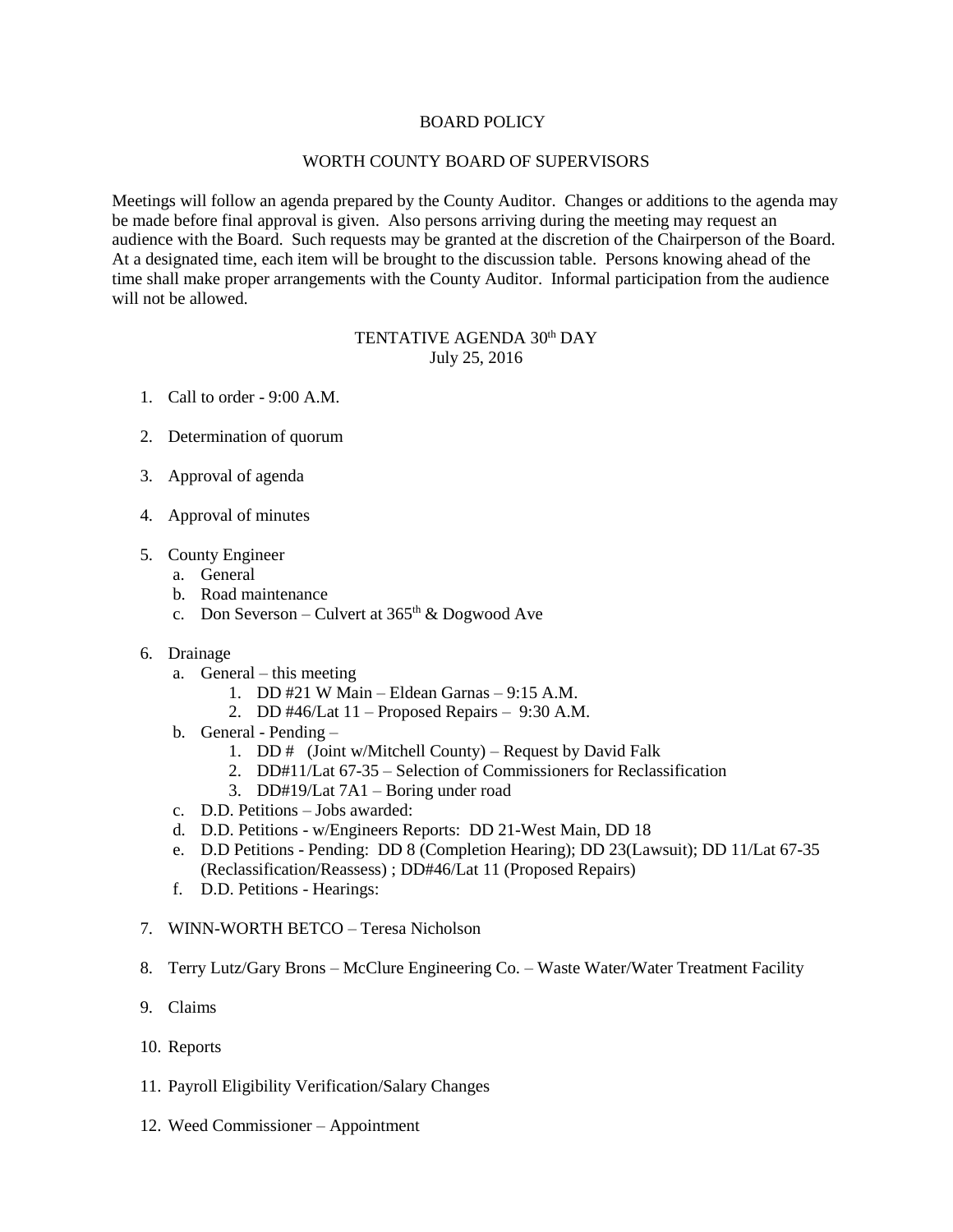# BOARD POLICY

## WORTH COUNTY BOARD OF SUPERVISORS

Meetings will follow an agenda prepared by the County Auditor. Changes or additions to the agenda may be made before final approval is given. Also persons arriving during the meeting may request an audience with the Board. Such requests may be granted at the discretion of the Chairperson of the Board. At a designated time, each item will be brought to the discussion table. Persons knowing ahead of the time shall make proper arrangements with the County Auditor. Informal participation from the audience will not be allowed.

## TENTATIVE AGENDA 30th DAY
July 25, 2016

1. Call to order - 9:00 A.M.

2. Determination of quorum

3. Approval of agenda

4. Approval of minutes

5. County Engineer
   a. General
   b. Road maintenance
   c. Don Severson – Culvert at 365th & Dogwood Ave

6. Drainage
   a. General – this meeting
      1. DD #21 W Main – Eldean Garnas – 9:15 A.M.
      2. DD #46/Lat 11 – Proposed Repairs – 9:30 A.M.
   b. General - Pending –
      1. DD # (Joint w/Mitchell County) – Request by David Falk
      2. DD#11/Lat 67-35 – Selection of Commissioners for Reclassification
      3. DD#19/Lat 7A1 – Boring under road
   c. D.D. Petitions – Jobs awarded:
   d. D.D. Petitions - w/Engineers Reports: DD 21-West Main, DD 18
   e. D.D Petitions - Pending: DD 8 (Completion Hearing); DD 23(Lawsuit); DD 11/Lat 67-35 (Reclassification/Reassess) ; DD#46/Lat 11 (Proposed Repairs)
   f. D.D. Petitions - Hearings:

7. WINN-WORTH BETCO – Teresa Nicholson

8. Terry Lutz/Gary Brons – McClure Engineering Co. – Waste Water/Water Treatment Facility

9. Claims

10. Reports

11. Payroll Eligibility Verification/Salary Changes

12. Weed Commissioner – Appointment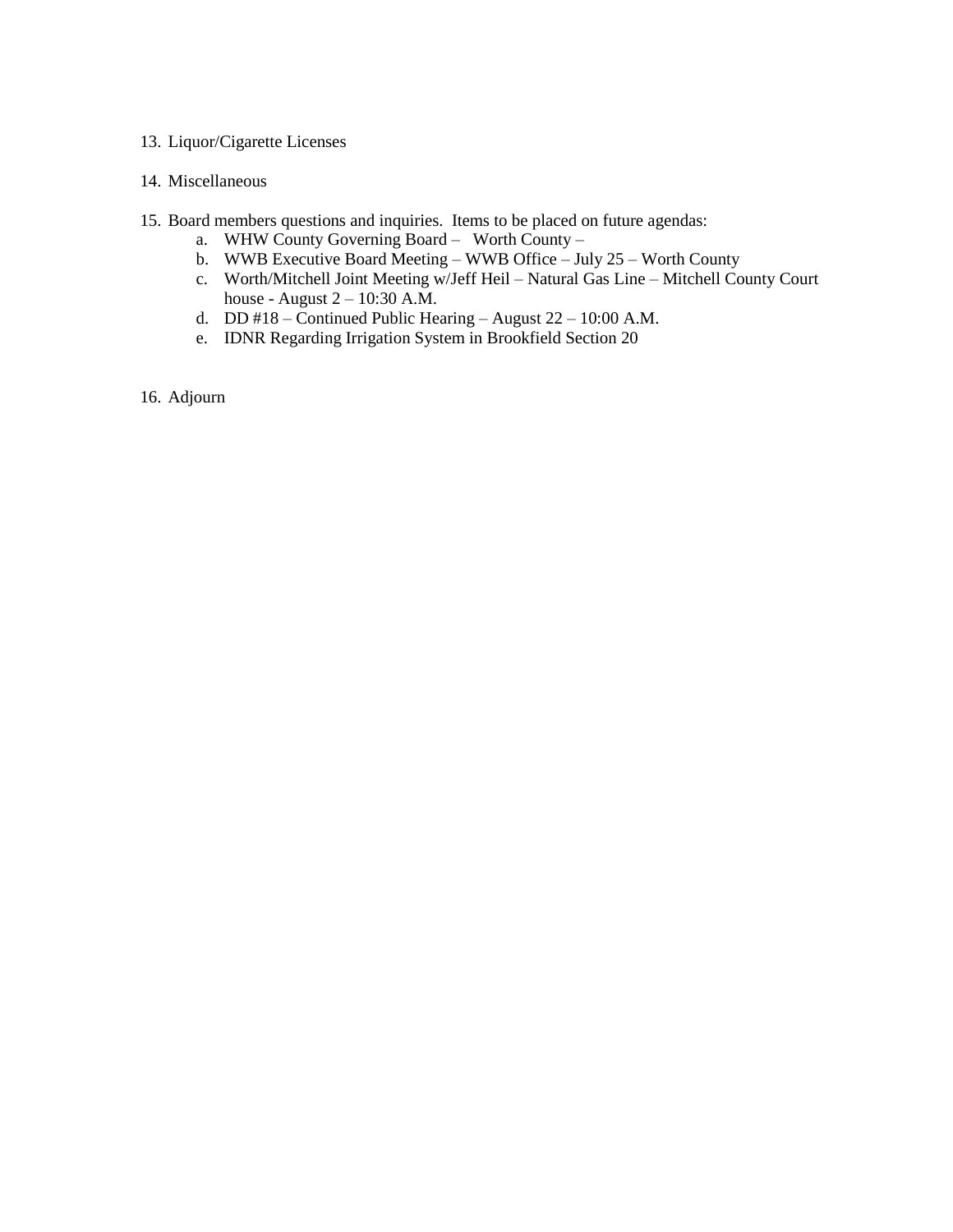13. Liquor/Cigarette Licenses

14. Miscellaneous

15. Board members questions and inquiries. Items to be placed on future agendas:
    a. WHW County Governing Board – Worth County –
    b. WWB Executive Board Meeting – WWB Office – July 25 – Worth County
    c. Worth/Mitchell Joint Meeting w/Jeff Heil – Natural Gas Line – Mitchell County Court house - August 2 – 10:30 A.M.
    d. DD #18 – Continued Public Hearing – August 22 – 10:00 A.M.
    e. IDNR Regarding Irrigation System in Brookfield Section 20

16. Adjourn